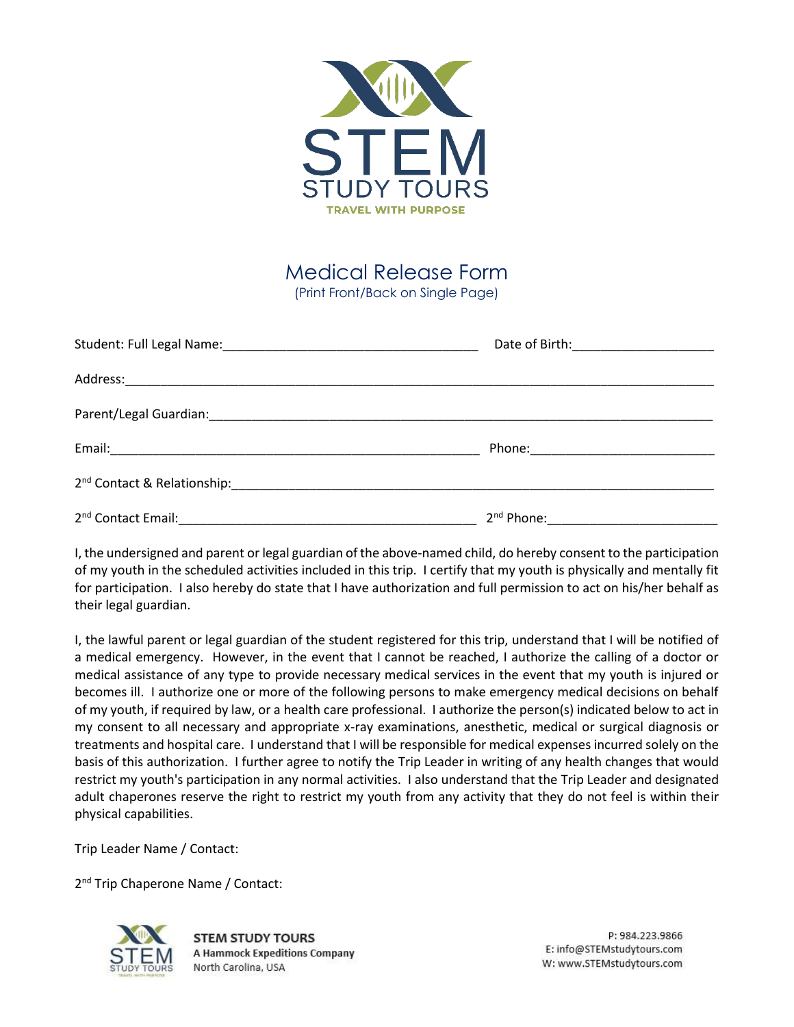STEM
STUDY TOURS
TRAVEL WITH PURPOSE

# Medical Release Form

(Print Front/Back on Single Page)

Student: Full Legal Name:___________________________________ Date of Birth:___________________

Address:___________________________________________________________________________________

Parent/Legal Guardian:______________________________________________________________________

Email:___________________________________________________ Phone:_________________________

2nd Contact & Relationship:___________________________________________________________________

2nd Contact Email:_______________________________________ 2nd Phone:______________________

I, the undersigned and parent or legal guardian of the above-named child, do hereby consent to the participation of my youth in the scheduled activities included in this trip. I certify that my youth is physically and mentally fit for participation. I also hereby do state that I have authorization and full permission to act on his/her behalf as their legal guardian.

I, the lawful parent or legal guardian of the student registered for this trip, understand that I will be notified of a medical emergency. However, in the event that I cannot be reached, I authorize the calling of a doctor or medical assistance of any type to provide necessary medical services in the event that my youth is injured or becomes ill. I authorize one or more of the following persons to make emergency medical decisions on behalf of my youth, if required by law, or a health care professional. I authorize the person(s) indicated below to act in my consent to all necessary and appropriate x-ray examinations, anesthetic, medical or surgical diagnosis or treatments and hospital care. I understand that I will be responsible for medical expenses incurred solely on the basis of this authorization. I further agree to notify the Trip Leader in writing of any health changes that would restrict my youth's participation in any normal activities. I also understand that the Trip Leader and designated adult chaperones reserve the right to restrict my youth from any activity that they do not feel is within their physical capabilities.

Trip Leader Name / Contact:

2nd Trip Chaperone Name / Contact:

**STEM STUDY TOURS**
**A Hammock Expeditions Company**
North Carolina, USA

P: 984.223.9866
E: info@STEMstudytours.com
W: www.STEMstudytours.com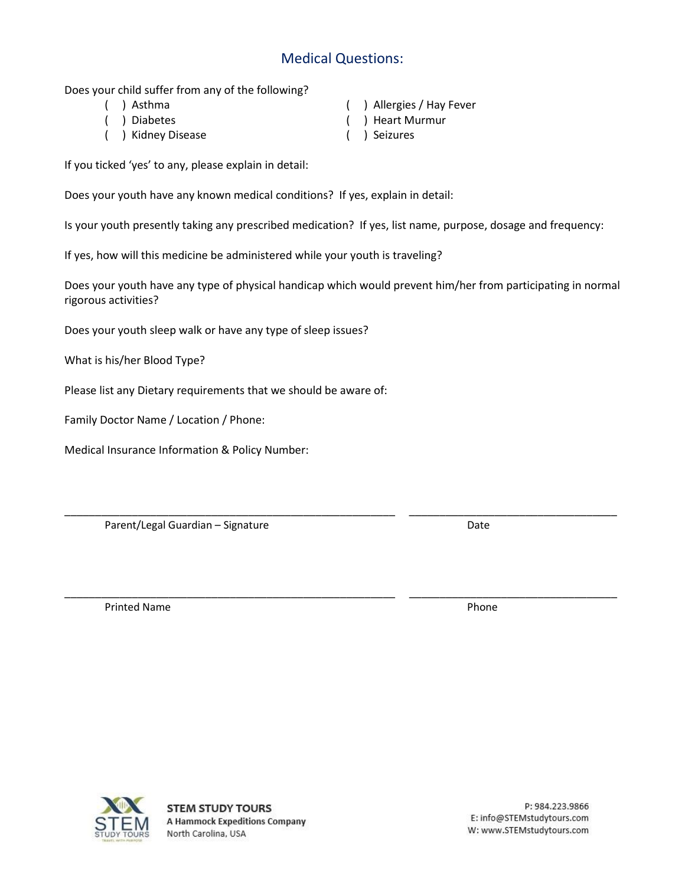## Medical Questions:

Does your child suffer from any of the following?

( ) Asthma
( ) Diabetes
( ) Kidney Disease
( ) Allergies / Hay Fever
( ) Heart Murmur
( ) Seizures

If you ticked 'yes' to any, please explain in detail:

Does your youth have any known medical conditions? If yes, explain in detail:

Is your youth presently taking any prescribed medication? If yes, list name, purpose, dosage and frequency:

If yes, how will this medicine be administered while your youth is traveling?

Does your youth have any type of physical handicap which would prevent him/her from participating in normal rigorous activities?

Does your youth sleep walk or have any type of sleep issues?

What is his/her Blood Type?

Please list any Dietary requirements that we should be aware of:

Family Doctor Name / Location / Phone:

Medical Insurance Information & Policy Number:

_______________________________________ _______________________

Parent/Legal Guardian – Signature Date

_______________________________________ _______________________

Printed Name Phone

**STEM STUDY TOURS**
**A Hammock Expeditions Company**
North Carolina, USA

P: 984.223.9866
E: info@STEMstudytours.com
W: www.STEMstudytours.com